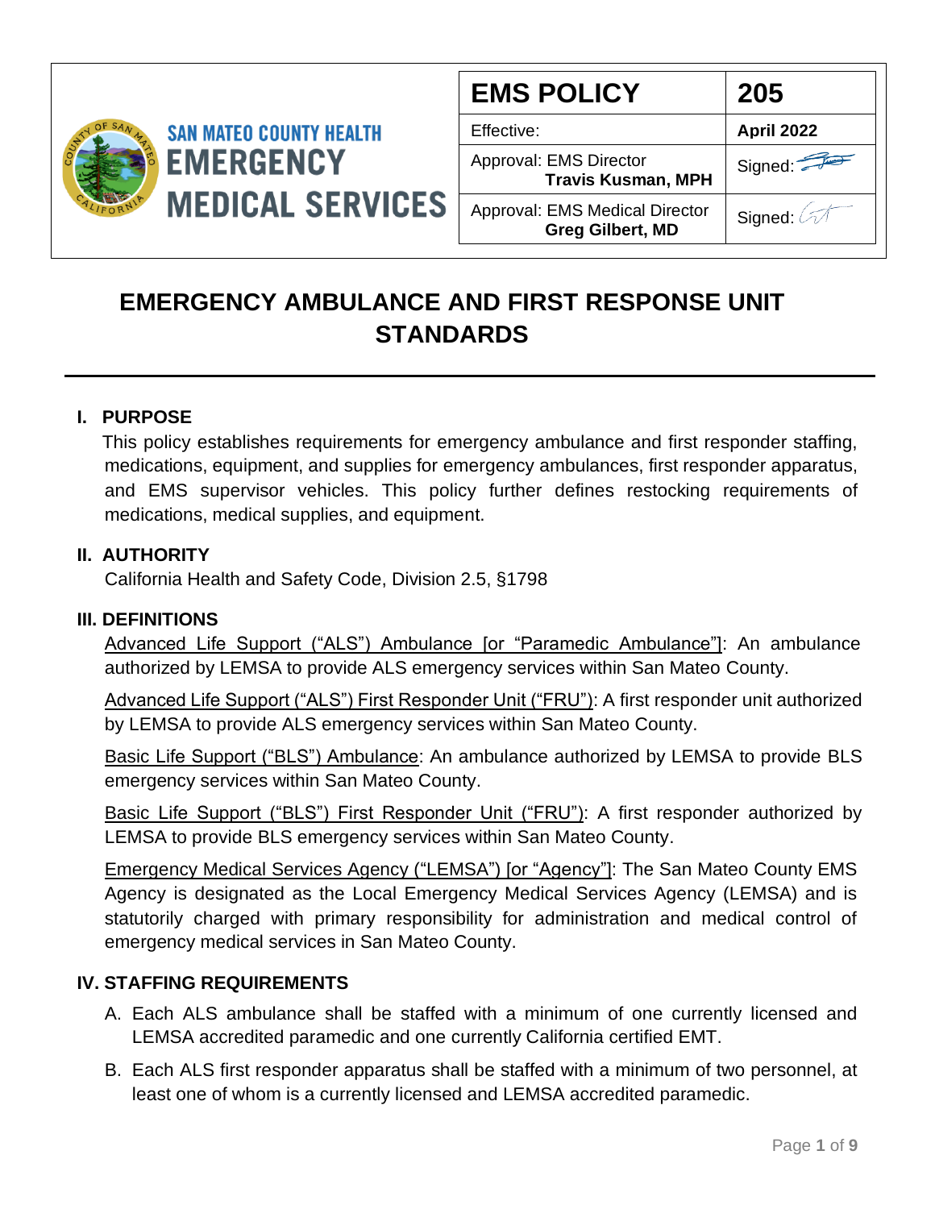SAN MATEO COUNTY HEALTH
EMERGENCY MEDICAL SERVICES

| EMS POLICY | 205 |
|---|---|
| Effective: | April 2022 |
| Approval: EMS Director **Travis Kusman, MPH** | Signed: |
| Approval: EMS Medical Director **Greg Gilbert, MD** | Signed: |

# EMERGENCY AMBULANCE AND FIRST RESPONSE UNIT STANDARDS

## I. PURPOSE

This policy establishes requirements for emergency ambulance and first responder staffing, medications, equipment, and supplies for emergency ambulances, first responder apparatus, and EMS supervisor vehicles. This policy further defines restocking requirements of medications, medical supplies, and equipment.

## II. AUTHORITY

California Health and Safety Code, Division 2.5, §1798

## III. DEFINITIONS

Advanced Life Support ("ALS") Ambulance [or "Paramedic Ambulance"]: An ambulance authorized by LEMSA to provide ALS emergency services within San Mateo County.

Advanced Life Support ("ALS") First Responder Unit ("FRU"): A first responder unit authorized by LEMSA to provide ALS emergency services within San Mateo County.

Basic Life Support ("BLS") Ambulance: An ambulance authorized by LEMSA to provide BLS emergency services within San Mateo County.

Basic Life Support ("BLS") First Responder Unit ("FRU"): A first responder authorized by LEMSA to provide BLS emergency services within San Mateo County.

Emergency Medical Services Agency ("LEMSA") [or "Agency"]: The San Mateo County EMS Agency is designated as the Local Emergency Medical Services Agency (LEMSA) and is statutorily charged with primary responsibility for administration and medical control of emergency medical services in San Mateo County.

## IV. STAFFING REQUIREMENTS

A. Each ALS ambulance shall be staffed with a minimum of one currently licensed and LEMSA accredited paramedic and one currently California certified EMT.

B. Each ALS first responder apparatus shall be staffed with a minimum of two personnel, at least one of whom is a currently licensed and LEMSA accredited paramedic.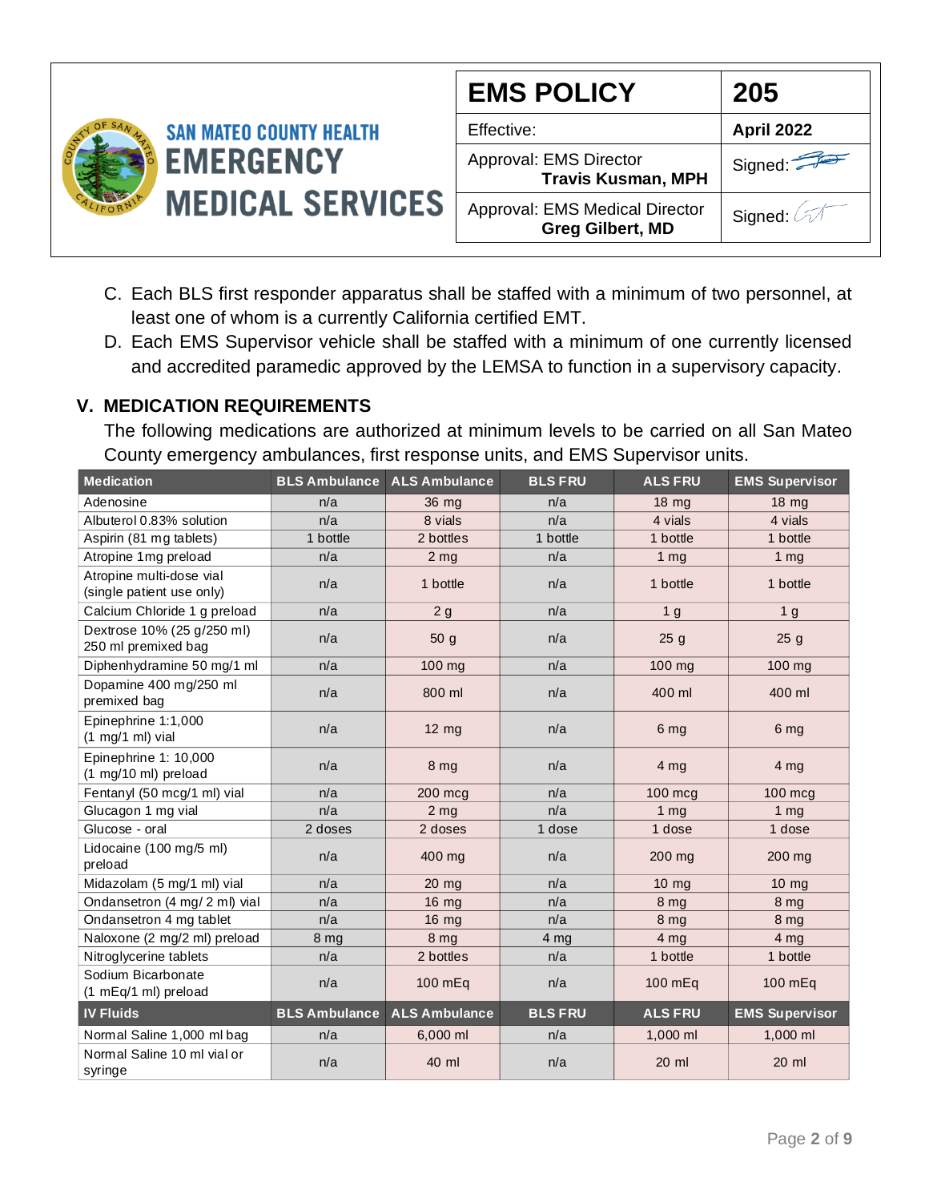C. Each BLS first responder apparatus shall be staffed with a minimum of two personnel, at least one of whom is a currently California certified EMT.

D. Each EMS Supervisor vehicle shall be staffed with a minimum of one currently licensed and accredited paramedic approved by the LEMSA to function in a supervisory capacity.

## V. MEDICATION REQUIREMENTS

The following medications are authorized at minimum levels to be carried on all San Mateo County emergency ambulances, first response units, and EMS Supervisor units.

| Medication | BLS Ambulance | ALS Ambulance | BLS FRU | ALS FRU | EMS Supervisor |
|---|---|---|---|---|---|
| Adenosine | n/a | 36 mg | n/a | 18 mg | 18 mg |
| Albuterol 0.83% solution | n/a | 8 vials | n/a | 4 vials | 4 vials |
| Aspirin (81 mg tablets) | 1 bottle | 2 bottles | 1 bottle | 1 bottle | 1 bottle |
| Atropine 1mg preload | n/a | 2 mg | n/a | 1 mg | 1 mg |
| Atropine multi-dose vial (single patient use only) | n/a | 1 bottle | n/a | 1 bottle | 1 bottle |
| Calcium Chloride 1 g preload | n/a | 2 g | n/a | 1 g | 1 g |
| Dextrose 10% (25 g/250 ml) 250 ml premixed bag | n/a | 50 g | n/a | 25 g | 25 g |
| Diphenhydramine 50 mg/1 ml | n/a | 100 mg | n/a | 100 mg | 100 mg |
| Dopamine 400 mg/250 ml premixed bag | n/a | 800 ml | n/a | 400 ml | 400 ml |
| Epinephrine 1:1,000 (1 mg/1 ml) vial | n/a | 12 mg | n/a | 6 mg | 6 mg |
| Epinephrine 1: 10,000 (1 mg/10 ml) preload | n/a | 8 mg | n/a | 4 mg | 4 mg |
| Fentanyl (50 mcg/1 ml) vial | n/a | 200 mcg | n/a | 100 mcg | 100 mcg |
| Glucagon 1 mg vial | n/a | 2 mg | n/a | 1 mg | 1 mg |
| Glucose - oral | 2 doses | 2 doses | 1 dose | 1 dose | 1 dose |
| Lidocaine (100 mg/5 ml) preload | n/a | 400 mg | n/a | 200 mg | 200 mg |
| Midazolam (5 mg/1 ml) vial | n/a | 20 mg | n/a | 10 mg | 10 mg |
| Ondansetron (4 mg/ 2 ml) vial | n/a | 16 mg | n/a | 8 mg | 8 mg |
| Ondansetron 4 mg tablet | n/a | 16 mg | n/a | 8 mg | 8 mg |
| Naloxone (2 mg/2 ml) preload | 8 mg | 8 mg | 4 mg | 4 mg | 4 mg |
| Nitroglycerine tablets | n/a | 2 bottles | n/a | 1 bottle | 1 bottle |
| Sodium Bicarbonate (1 mEq/1 ml) preload | n/a | 100 mEq | n/a | 100 mEq | 100 mEq |
| **IV Fluids** | **BLS Ambulance** | **ALS Ambulance** | **BLS FRU** | **ALS FRU** | **EMS Supervisor** |
| Normal Saline 1,000 ml bag | n/a | 6,000 ml | n/a | 1,000 ml | 1,000 ml |
| Normal Saline 10 ml vial or syringe | n/a | 40 ml | n/a | 20 ml | 20 ml |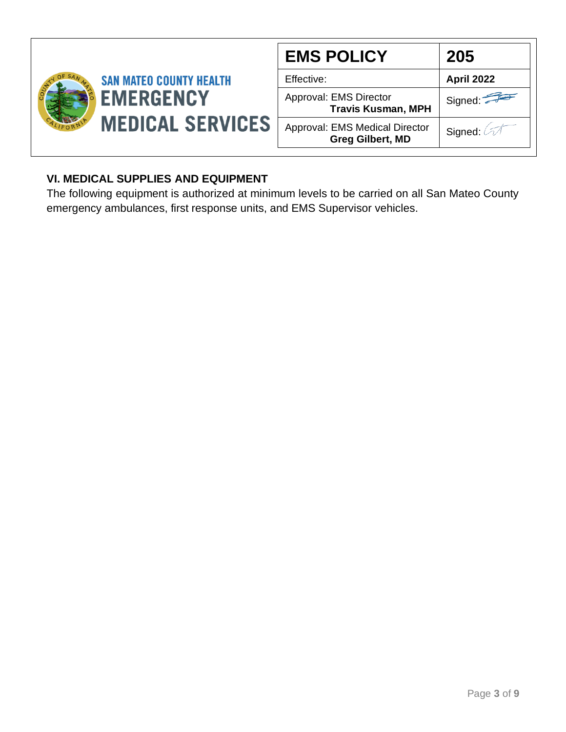## VI. MEDICAL SUPPLIES AND EQUIPMENT

The following equipment is authorized at minimum levels to be carried on all San Mateo County emergency ambulances, first response units, and EMS Supervisor vehicles.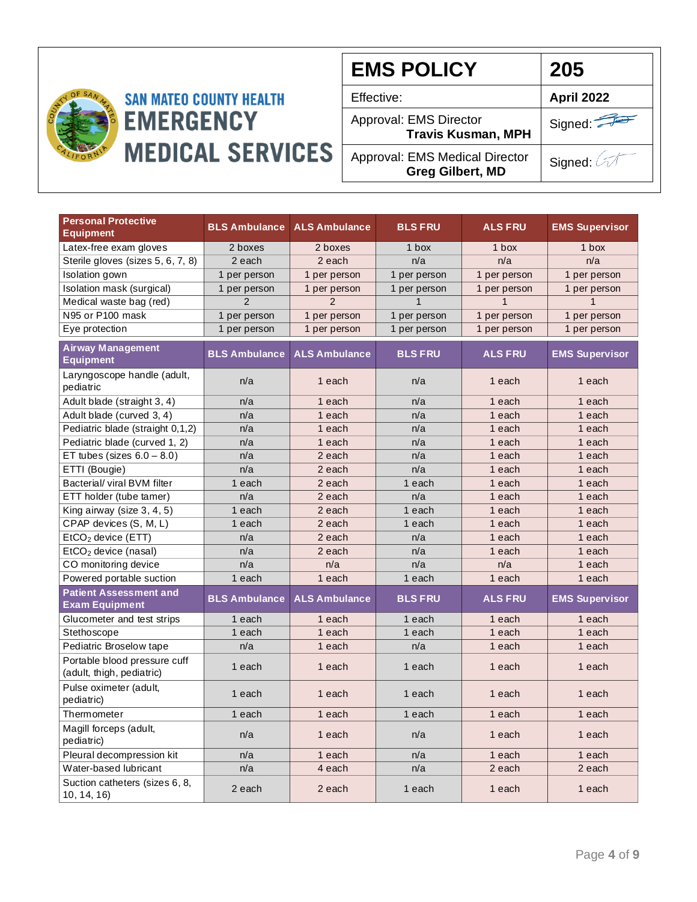| EMS POLICY | 205 |
|---|---|
| Effective: | **April 2022** |
| Approval: EMS Director **Travis Kusman, MPH** | Signed: |
| Approval: EMS Medical Director **Greg Gilbert, MD** | Signed: |

| Personal Protective Equipment | BLS Ambulance | ALS Ambulance | BLS FRU | ALS FRU | EMS Supervisor |
|---|---|---|---|---|---|
| Latex-free exam gloves | 2 boxes | 2 boxes | 1 box | 1 box | 1 box |
| Sterile gloves (sizes 5, 6, 7, 8) | 2 each | 2 each | n/a | n/a | n/a |
| Isolation gown | 1 per person | 1 per person | 1 per person | 1 per person | 1 per person |
| Isolation mask (surgical) | 1 per person | 1 per person | 1 per person | 1 per person | 1 per person |
| Medical waste bag (red) | 2 | 2 | 1 | 1 | 1 |
| N95 or P100 mask | 1 per person | 1 per person | 1 per person | 1 per person | 1 per person |
| Eye protection | 1 per person | 1 per person | 1 per person | 1 per person | 1 per person |

| Airway Management Equipment | BLS Ambulance | ALS Ambulance | BLS FRU | ALS FRU | EMS Supervisor |
|---|---|---|---|---|---|
| Laryngoscope handle (adult, pediatric | n/a | 1 each | n/a | 1 each | 1 each |
| Adult blade (straight 3, 4) | n/a | 1 each | n/a | 1 each | 1 each |
| Adult blade (curved 3, 4) | n/a | 1 each | n/a | 1 each | 1 each |
| Pediatric blade (straight 0,1,2) | n/a | 1 each | n/a | 1 each | 1 each |
| Pediatric blade (curved 1, 2) | n/a | 1 each | n/a | 1 each | 1 each |
| ET tubes (sizes 6.0 – 8.0) | n/a | 2 each | n/a | 1 each | 1 each |
| ETTI (Bougie) | n/a | 2 each | n/a | 1 each | 1 each |
| Bacterial/ viral BVM filter | 1 each | 2 each | 1 each | 1 each | 1 each |
| ETT holder (tube tamer) | n/a | 2 each | n/a | 1 each | 1 each |
| King airway (size 3, 4, 5) | 1 each | 2 each | 1 each | 1 each | 1 each |
| CPAP devices (S, M, L) | 1 each | 2 each | 1 each | 1 each | 1 each |
| $EtCO_2$ device (ETT) | n/a | 2 each | n/a | 1 each | 1 each |
| $EtCO_2$ device (nasal) | n/a | 2 each | n/a | 1 each | 1 each |
| CO monitoring device | n/a | n/a | n/a | n/a | 1 each |
| Powered portable suction | 1 each | 1 each | 1 each | 1 each | 1 each |

| Patient Assessment and Exam Equipment | BLS Ambulance | ALS Ambulance | BLS FRU | ALS FRU | EMS Supervisor |
|---|---|---|---|---|---|
| Glucometer and test strips | 1 each | 1 each | 1 each | 1 each | 1 each |
| Stethoscope | 1 each | 1 each | 1 each | 1 each | 1 each |
| Pediatric Broselow tape | n/a | 1 each | n/a | 1 each | 1 each |
| Portable blood pressure cuff (adult, thigh, pediatric) | 1 each | 1 each | 1 each | 1 each | 1 each |
| Pulse oximeter (adult, pediatric) | 1 each | 1 each | 1 each | 1 each | 1 each |
| Thermometer | 1 each | 1 each | 1 each | 1 each | 1 each |
| Magill forceps (adult, pediatric) | n/a | 1 each | n/a | 1 each | 1 each |
| Pleural decompression kit | n/a | 1 each | n/a | 1 each | 1 each |
| Water-based lubricant | n/a | 4 each | n/a | 2 each | 2 each |
| Suction catheters (sizes 6, 8, 10, 14, 16) | 2 each | 2 each | 1 each | 1 each | 1 each |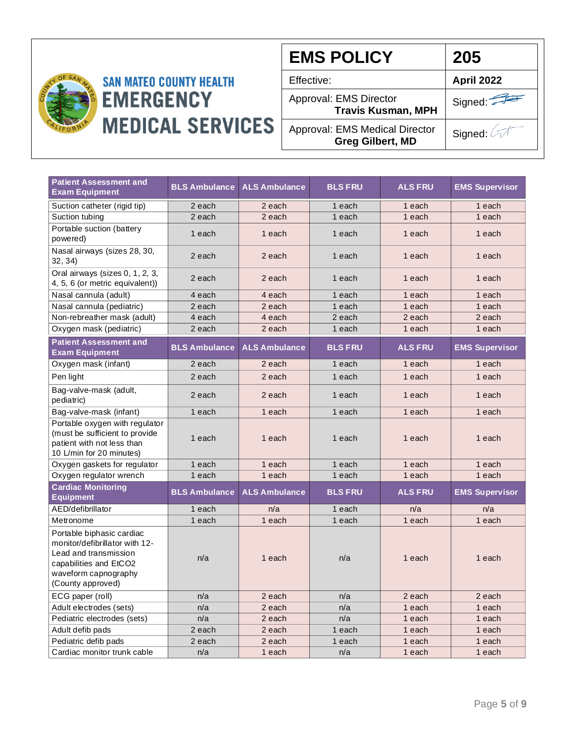| EMS POLICY | 205 |
|---|---|
| Effective: | **April 2022** |
| Approval: EMS Director **Travis Kusman, MPH** | Signed: |
| Approval: EMS Medical Director **Greg Gilbert, MD** | Signed: |

SAN MATEO COUNTY HEALTH
EMERGENCY MEDICAL SERVICES

| Patient Assessment and Exam Equipment | BLS Ambulance | ALS Ambulance | BLS FRU | ALS FRU | EMS Supervisor |
|---|---|---|---|---|---|
| Suction catheter (rigid tip) | 2 each | 2 each | 1 each | 1 each | 1 each |
| Suction tubing | 2 each | 2 each | 1 each | 1 each | 1 each |
| Portable suction (battery powered) | 1 each | 1 each | 1 each | 1 each | 1 each |
| Nasal airways (sizes 28, 30, 32, 34) | 2 each | 2 each | 1 each | 1 each | 1 each |
| Oral airways (sizes 0, 1, 2, 3, 4, 5, 6 (or metric equivalent)) | 2 each | 2 each | 1 each | 1 each | 1 each |
| Nasal cannula (adult) | 4 each | 4 each | 1 each | 1 each | 1 each |
| Nasal cannula (pediatric) | 2 each | 2 each | 1 each | 1 each | 1 each |
| Non-rebreather mask (adult) | 4 each | 4 each | 2 each | 2 each | 2 each |
| Oxygen mask (pediatric) | 2 each | 2 each | 1 each | 1 each | 1 each |
| **Patient Assessment and Exam Equipment** | **BLS Ambulance** | **ALS Ambulance** | **BLS FRU** | **ALS FRU** | **EMS Supervisor** |
| Oxygen mask (infant) | 2 each | 2 each | 1 each | 1 each | 1 each |
| Pen light | 2 each | 2 each | 1 each | 1 each | 1 each |
| Bag-valve-mask (adult, pediatric) | 2 each | 2 each | 1 each | 1 each | 1 each |
| Bag-valve-mask (infant) | 1 each | 1 each | 1 each | 1 each | 1 each |
| Portable oxygen with regulator (must be sufficient to provide patient with not less than 10 L/min for 20 minutes) | 1 each | 1 each | 1 each | 1 each | 1 each |
| Oxygen gaskets for regulator | 1 each | 1 each | 1 each | 1 each | 1 each |
| Oxygen regulator wrench | 1 each | 1 each | 1 each | 1 each | 1 each |
| **Cardiac Monitoring Equipment** | **BLS Ambulance** | **ALS Ambulance** | **BLS FRU** | **ALS FRU** | **EMS Supervisor** |
| AED/defibrillator | 1 each | n/a | 1 each | n/a | n/a |
| Metronome | 1 each | 1 each | 1 each | 1 each | 1 each |
| Portable biphasic cardiac monitor/defibrillator with 12-Lead and transmission capabilities and EtCO2 waveform capnography (County approved) | n/a | 1 each | n/a | 1 each | 1 each |
| ECG paper (roll) | n/a | 2 each | n/a | 2 each | 2 each |
| Adult electrodes (sets) | n/a | 2 each | n/a | 1 each | 1 each |
| Pediatric electrodes (sets) | n/a | 2 each | n/a | 1 each | 1 each |
| Adult defib pads | 2 each | 2 each | 1 each | 1 each | 1 each |
| Pediatric defib pads | 2 each | 2 each | 1 each | 1 each | 1 each |
| Cardiac monitor trunk cable | n/a | 1 each | n/a | 1 each | 1 each |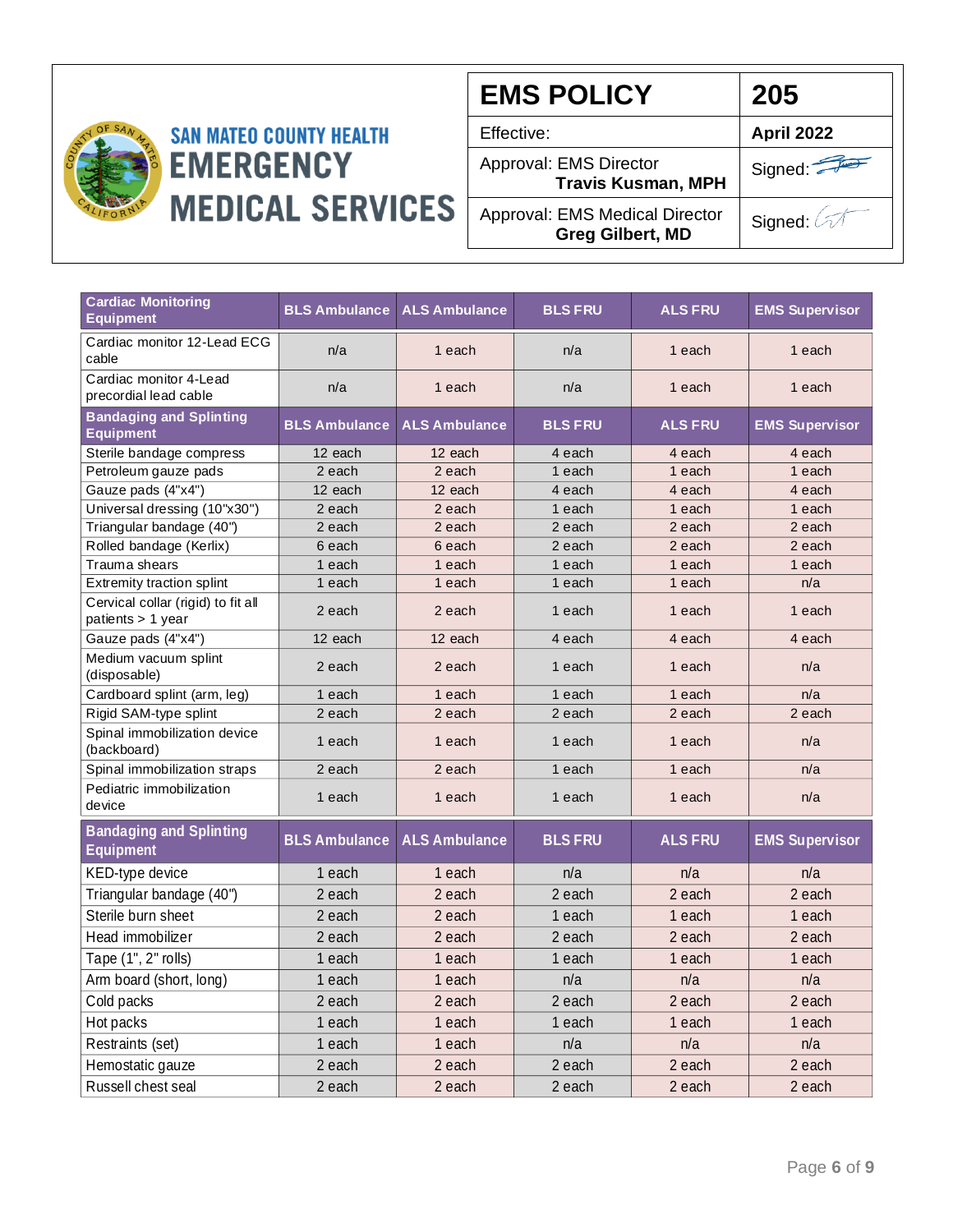| EMS POLICY | 205 |
|---|---|
| Effective: | April 2022 |
| Approval: EMS Director **Travis Kusman, MPH** | Signed: |
| Approval: EMS Medical Director **Greg Gilbert, MD** | Signed: |

SAN MATEO COUNTY HEALTH
EMERGENCY MEDICAL SERVICES

| Cardiac Monitoring Equipment | BLS Ambulance | ALS Ambulance | BLS FRU | ALS FRU | EMS Supervisor |
|---|---|---|---|---|---|
| Cardiac monitor 12-Lead ECG cable | n/a | 1 each | n/a | 1 each | 1 each |
| Cardiac monitor 4-Lead precordial lead cable | n/a | 1 each | n/a | 1 each | 1 each |
| **Bandaging and Splinting Equipment** | **BLS Ambulance** | **ALS Ambulance** | **BLS FRU** | **ALS FRU** | **EMS Supervisor** |
| Sterile bandage compress | 12 each | 12 each | 4 each | 4 each | 4 each |
| Petroleum gauze pads | 2 each | 2 each | 1 each | 1 each | 1 each |
| Gauze pads (4"x4") | 12 each | 12 each | 4 each | 4 each | 4 each |
| Universal dressing (10"x30") | 2 each | 2 each | 1 each | 1 each | 1 each |
| Triangular bandage (40") | 2 each | 2 each | 2 each | 2 each | 2 each |
| Rolled bandage (Kerlix) | 6 each | 6 each | 2 each | 2 each | 2 each |
| Trauma shears | 1 each | 1 each | 1 each | 1 each | 1 each |
| Extremity traction splint | 1 each | 1 each | 1 each | 1 each | n/a |
| Cervical collar (rigid) to fit all patients > 1 year | 2 each | 2 each | 1 each | 1 each | 1 each |
| Gauze pads (4"x4") | 12 each | 12 each | 4 each | 4 each | 4 each |
| Medium vacuum splint (disposable) | 2 each | 2 each | 1 each | 1 each | n/a |
| Cardboard splint (arm, leg) | 1 each | 1 each | 1 each | 1 each | n/a |
| Rigid SAM-type splint | 2 each | 2 each | 2 each | 2 each | 2 each |
| Spinal immobilization device (backboard) | 1 each | 1 each | 1 each | 1 each | n/a |
| Spinal immobilization straps | 2 each | 2 each | 1 each | 1 each | n/a |
| Pediatric immobilization device | 1 each | 1 each | 1 each | 1 each | n/a |
| **Bandaging and Splinting Equipment** | **BLS Ambulance** | **ALS Ambulance** | **BLS FRU** | **ALS FRU** | **EMS Supervisor** |
| KED-type device | 1 each | 1 each | n/a | n/a | n/a |
| Triangular bandage (40") | 2 each | 2 each | 2 each | 2 each | 2 each |
| Sterile burn sheet | 2 each | 2 each | 1 each | 1 each | 1 each |
| Head immobilizer | 2 each | 2 each | 2 each | 2 each | 2 each |
| Tape (1", 2" rolls) | 1 each | 1 each | 1 each | 1 each | 1 each |
| Arm board (short, long) | 1 each | 1 each | n/a | n/a | n/a |
| Cold packs | 2 each | 2 each | 2 each | 2 each | 2 each |
| Hot packs | 1 each | 1 each | 1 each | 1 each | 1 each |
| Restraints (set) | 1 each | 1 each | n/a | n/a | n/a |
| Hemostatic gauze | 2 each | 2 each | 2 each | 2 each | 2 each |
| Russell chest seal | 2 each | 2 each | 2 each | 2 each | 2 each |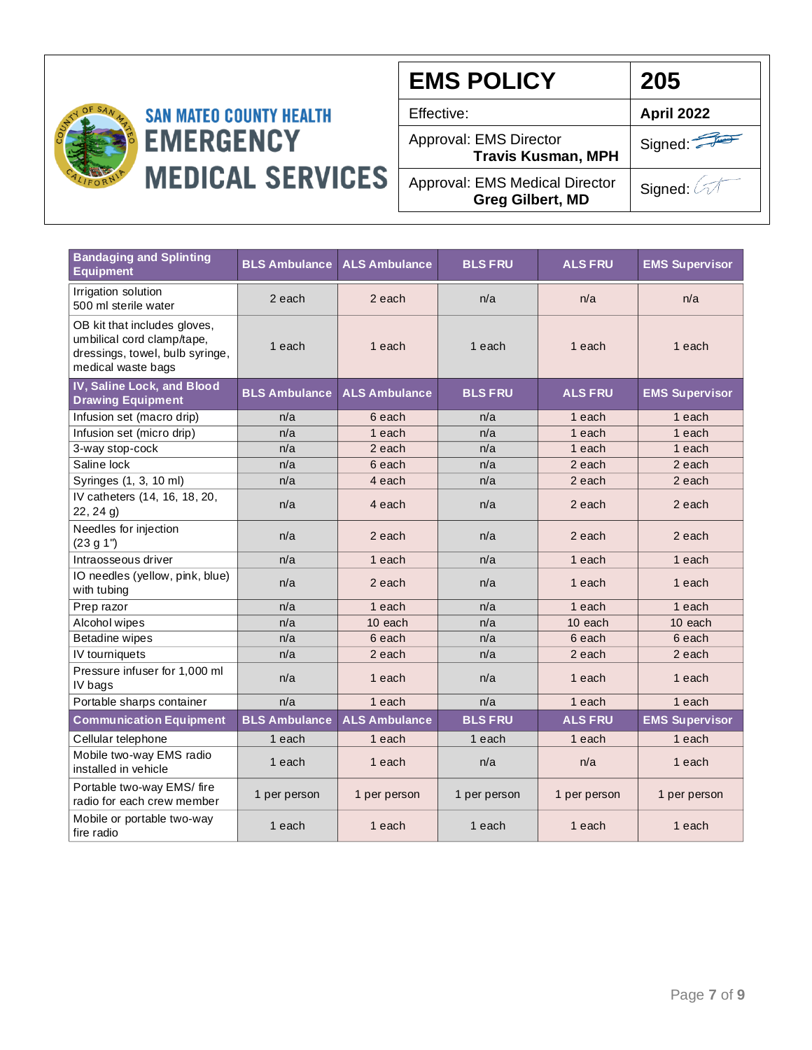| EMS POLICY | 205 |
|---|---|
| Effective: | April 2022 |
| Approval: EMS Director **Travis Kusman, MPH** | Signed: |
| Approval: EMS Medical Director **Greg Gilbert, MD** | Signed: |

SAN MATEO COUNTY HEALTH
EMERGENCY MEDICAL SERVICES

| Bandaging and Splinting Equipment | BLS Ambulance | ALS Ambulance | BLS FRU | ALS FRU | EMS Supervisor |
|---|---|---|---|---|---|
| Irrigation solution 500 ml sterile water | 2 each | 2 each | n/a | n/a | n/a |
| OB kit that includes gloves, umbilical cord clamp/tape, dressings, towel, bulb syringe, medical waste bags | 1 each | 1 each | 1 each | 1 each | 1 each |
| **IV, Saline Lock, and Blood Drawing Equipment** | **BLS Ambulance** | **ALS Ambulance** | **BLS FRU** | **ALS FRU** | **EMS Supervisor** |
| Infusion set (macro drip) | n/a | 6 each | n/a | 1 each | 1 each |
| Infusion set (micro drip) | n/a | 1 each | n/a | 1 each | 1 each |
| 3-way stop-cock | n/a | 2 each | n/a | 1 each | 1 each |
| Saline lock | n/a | 6 each | n/a | 2 each | 2 each |
| Syringes (1, 3, 10 ml) | n/a | 4 each | n/a | 2 each | 2 each |
| IV catheters (14, 16, 18, 20, 22, 24 g) | n/a | 4 each | n/a | 2 each | 2 each |
| Needles for injection (23 g 1") | n/a | 2 each | n/a | 2 each | 2 each |
| Intraosseous driver | n/a | 1 each | n/a | 1 each | 1 each |
| IO needles (yellow, pink, blue) with tubing | n/a | 2 each | n/a | 1 each | 1 each |
| Prep razor | n/a | 1 each | n/a | 1 each | 1 each |
| Alcohol wipes | n/a | 10 each | n/a | 10 each | 10 each |
| Betadine wipes | n/a | 6 each | n/a | 6 each | 6 each |
| IV tourniquets | n/a | 2 each | n/a | 2 each | 2 each |
| Pressure infuser for 1,000 ml IV bags | n/a | 1 each | n/a | 1 each | 1 each |
| Portable sharps container | n/a | 1 each | n/a | 1 each | 1 each |
| **Communication Equipment** | **BLS Ambulance** | **ALS Ambulance** | **BLS FRU** | **ALS FRU** | **EMS Supervisor** |
| Cellular telephone | 1 each | 1 each | 1 each | 1 each | 1 each |
| Mobile two-way EMS radio installed in vehicle | 1 each | 1 each | n/a | n/a | 1 each |
| Portable two-way EMS/ fire radio for each crew member | 1 per person | 1 per person | 1 per person | 1 per person | 1 per person |
| Mobile or portable two-way fire radio | 1 each | 1 each | 1 each | 1 each | 1 each |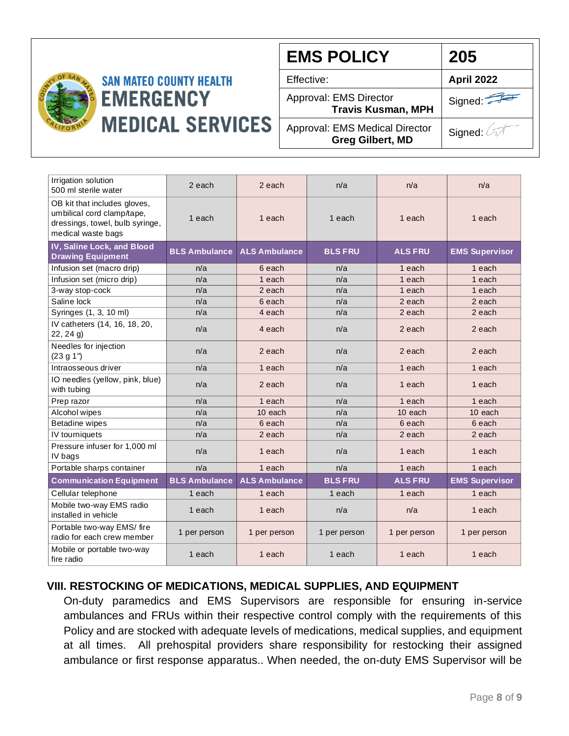| EMS POLICY | 205 |
|---|---|
| Effective: | **April 2022** |
| Approval: EMS Director **Travis Kusman, MPH** | Signed: |
| Approval: EMS Medical Director **Greg Gilbert, MD** | Signed: |

| | | | | | |
|---|---|---|---|---|---|
| Irrigation solution 500 ml sterile water | 2 each | 2 each | n/a | n/a | n/a |
| OB kit that includes gloves, umbilical cord clamp/tape, dressings, towel, bulb syringe, medical waste bags | 1 each | 1 each | 1 each | 1 each | 1 each |
| **IV, Saline Lock, and Blood Drawing Equipment** | **BLS Ambulance** | **ALS Ambulance** | **BLS FRU** | **ALS FRU** | **EMS Supervisor** |
| Infusion set (macro drip) | n/a | 6 each | n/a | 1 each | 1 each |
| Infusion set (micro drip) | n/a | 1 each | n/a | 1 each | 1 each |
| 3-way stop-cock | n/a | 2 each | n/a | 1 each | 1 each |
| Saline lock | n/a | 6 each | n/a | 2 each | 2 each |
| Syringes (1, 3, 10 ml) | n/a | 4 each | n/a | 2 each | 2 each |
| IV catheters (14, 16, 18, 20, 22, 24 g) | n/a | 4 each | n/a | 2 each | 2 each |
| Needles for injection (23 g 1") | n/a | 2 each | n/a | 2 each | 2 each |
| Intraosseous driver | n/a | 1 each | n/a | 1 each | 1 each |
| IO needles (yellow, pink, blue) with tubing | n/a | 2 each | n/a | 1 each | 1 each |
| Prep razor | n/a | 1 each | n/a | 1 each | 1 each |
| Alcohol wipes | n/a | 10 each | n/a | 10 each | 10 each |
| Betadine wipes | n/a | 6 each | n/a | 6 each | 6 each |
| IV tourniquets | n/a | 2 each | n/a | 2 each | 2 each |
| Pressure infuser for 1,000 ml IV bags | n/a | 1 each | n/a | 1 each | 1 each |
| Portable sharps container | n/a | 1 each | n/a | 1 each | 1 each |
| **Communication Equipment** | **BLS Ambulance** | **ALS Ambulance** | **BLS FRU** | **ALS FRU** | **EMS Supervisor** |
| Cellular telephone | 1 each | 1 each | 1 each | 1 each | 1 each |
| Mobile two-way EMS radio installed in vehicle | 1 each | 1 each | n/a | n/a | 1 each |
| Portable two-way EMS/ fire radio for each crew member | 1 per person | 1 per person | 1 per person | 1 per person | 1 per person |
| Mobile or portable two-way fire radio | 1 each | 1 each | 1 each | 1 each | 1 each |

## VIII. RESTOCKING OF MEDICATIONS, MEDICAL SUPPLIES, AND EQUIPMENT

On-duty paramedics and EMS Supervisors are responsible for ensuring in-service ambulances and FRUs within their respective control comply with the requirements of this Policy and are stocked with adequate levels of medications, medical supplies, and equipment at all times. All prehospital providers share responsibility for restocking their assigned ambulance or first response apparatus.. When needed, the on-duty EMS Supervisor will be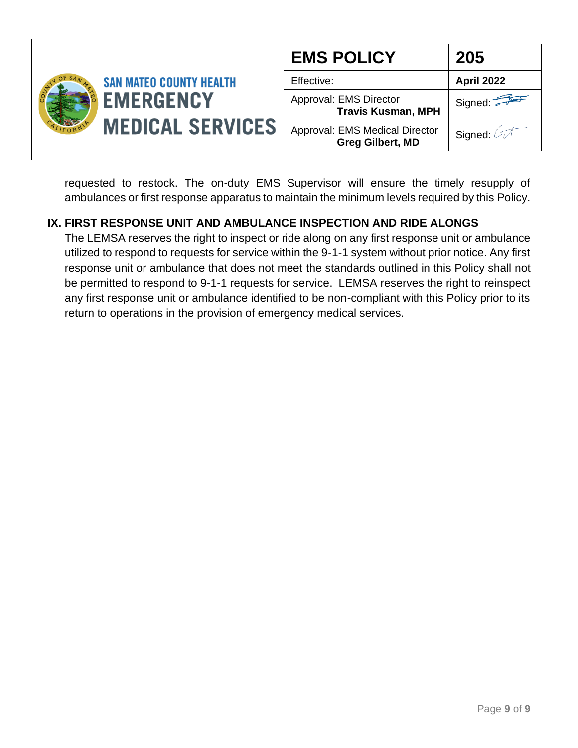requested to restock. The on-duty EMS Supervisor will ensure the timely resupply of ambulances or first response apparatus to maintain the minimum levels required by this Policy.

## IX. FIRST RESPONSE UNIT AND AMBULANCE INSPECTION AND RIDE ALONGS

The LEMSA reserves the right to inspect or ride along on any first response unit or ambulance utilized to respond to requests for service within the 9-1-1 system without prior notice. Any first response unit or ambulance that does not meet the standards outlined in this Policy shall not be permitted to respond to 9-1-1 requests for service. LEMSA reserves the right to reinspect any first response unit or ambulance identified to be non-compliant with this Policy prior to its return to operations in the provision of emergency medical services.